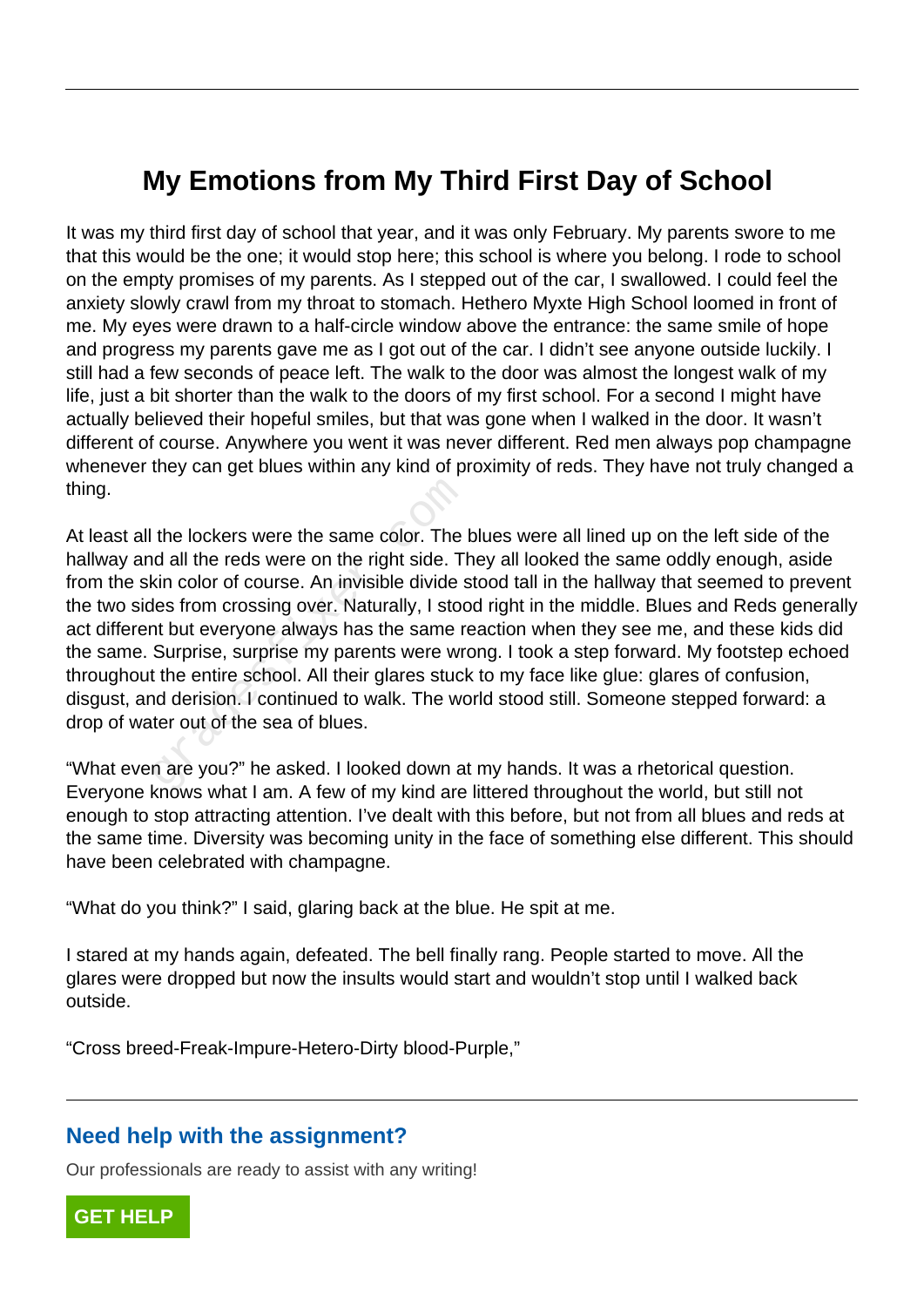# My Emotions from My Third First Day of School

It was my third first day of school that year, and it was only February. My parents swore to me that this would be the one; it would stop here; this school is where you belong. I rode to school on the empty promises of my parents. As I stepped out of the car, I swallowed. I could feel the anxiety slowly crawl from my throat to stomach. Hethero Myxte High School loomed in front of me. My eyes were drawn to a half-circle window above the entrance: the same smile of hope and progress my parents gave me as I got out of the car. I didn't see anyone outside luckily. I still had a few seconds of peace left. The walk to the door was almost the longest walk of my life, just a bit shorter than the walk to the doors of my first school. For a second I might have actually believed their hopeful smiles, but that was gone when I walked in the door. It wasn't different of course. Anywhere you went it was never different. Red men always pop champagne whenever they can get blues within any kind of proximity of reds. They have not truly changed a thing.

At least all the lockers were the same color. The blues were all lined up on the left side of the hallway and all the reds were on the right side. They all looked the same oddly enough, aside from the skin color of course. An invisible divide stood tall in the hallway that seemed to prevent the two sides from crossing over. Naturally, I stood right in the middle. Blues and Reds generally act different but everyone always has the same reaction when they see me, and these kids did the same. Surprise, surprise my parents were wrong. I took a step forward. My footstep echoed throughout the entire school. All their glares stuck to my face like glue: glares of confusion, disgust, and derision. I continued to walk. The world stood still. Someone stepped forward: a drop of water out of the sea of blues.

"What even are you?" he asked. I looked down at my hands. It was a rhetorical question. Everyone knows what I am. A few of my kind are littered throughout the world, but still not enough to stop attracting attention. I've dealt with this before, but not from all blues and reds at the same time. Diversity was becoming unity in the face of something else different. This should have been celebrated with champagne.

"What do you think?" I said, glaring back at the blue. He spit at me.

I stared at my hands again, defeated. The bell finally rang. People started to move. All the glares were dropped but now the insults would start and wouldn't stop until I walked back outside.

"Cross breed-Freak-Impure-Hetero-Dirty blood-Purple,"

## Need help with the assignment?

Our professionals are ready to assist with any writing!

GET HELP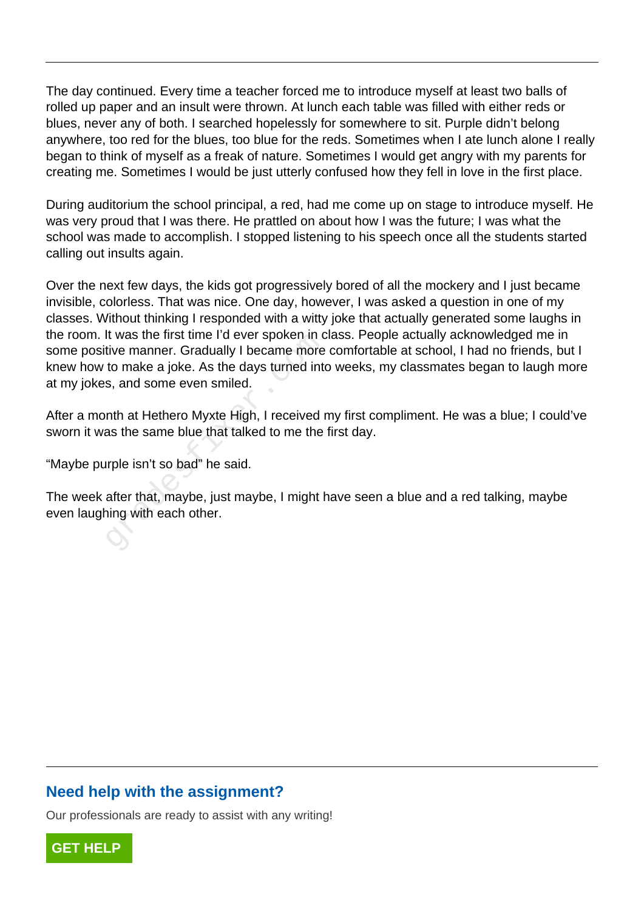The day continued. Every time a teacher forced me to introduce myself at least two balls of rolled up paper and an insult were thrown. At lunch each table was filled with either reds or blues, never any of both. I searched hopelessly for somewhere to sit. Purple didn't belong anywhere, too red for the blues, too blue for the reds. Sometimes when I ate lunch alone I really began to think of myself as a freak of nature. Sometimes I would get angry with my parents for creating me. Sometimes I would be just utterly confused how they fell in love in the first place.

During auditorium the school principal, a red, had me come up on stage to introduce myself. He was very proud that I was there. He prattled on about how I was the future; I was what the school was made to accomplish. I stopped listening to his speech once all the students started calling out insults again.

Over the next few days, the kids got progressively bored of all the mockery and I just became invisible, colorless. That was nice. One day, however, I was asked a question in one of my classes. Without thinking I responded with a witty joke that actually generated some laughs in the room. It was the first time I'd ever spoken in class. People actually acknowledged me in some positive manner. Gradually I became more comfortable at school, I had no friends, but I knew how to make a joke. As the days turned into weeks, my classmates began to laugh more at my jokes, and some even smiled.

After a month at Hethero Myxte High, I received my first compliment. He was a blue; I could've sworn it was the same blue that talked to me the first day.

"Maybe purple isn't so bad" he said.

The week after that, maybe, just maybe, I might have seen a blue and a red talking, maybe even laughing with each other.